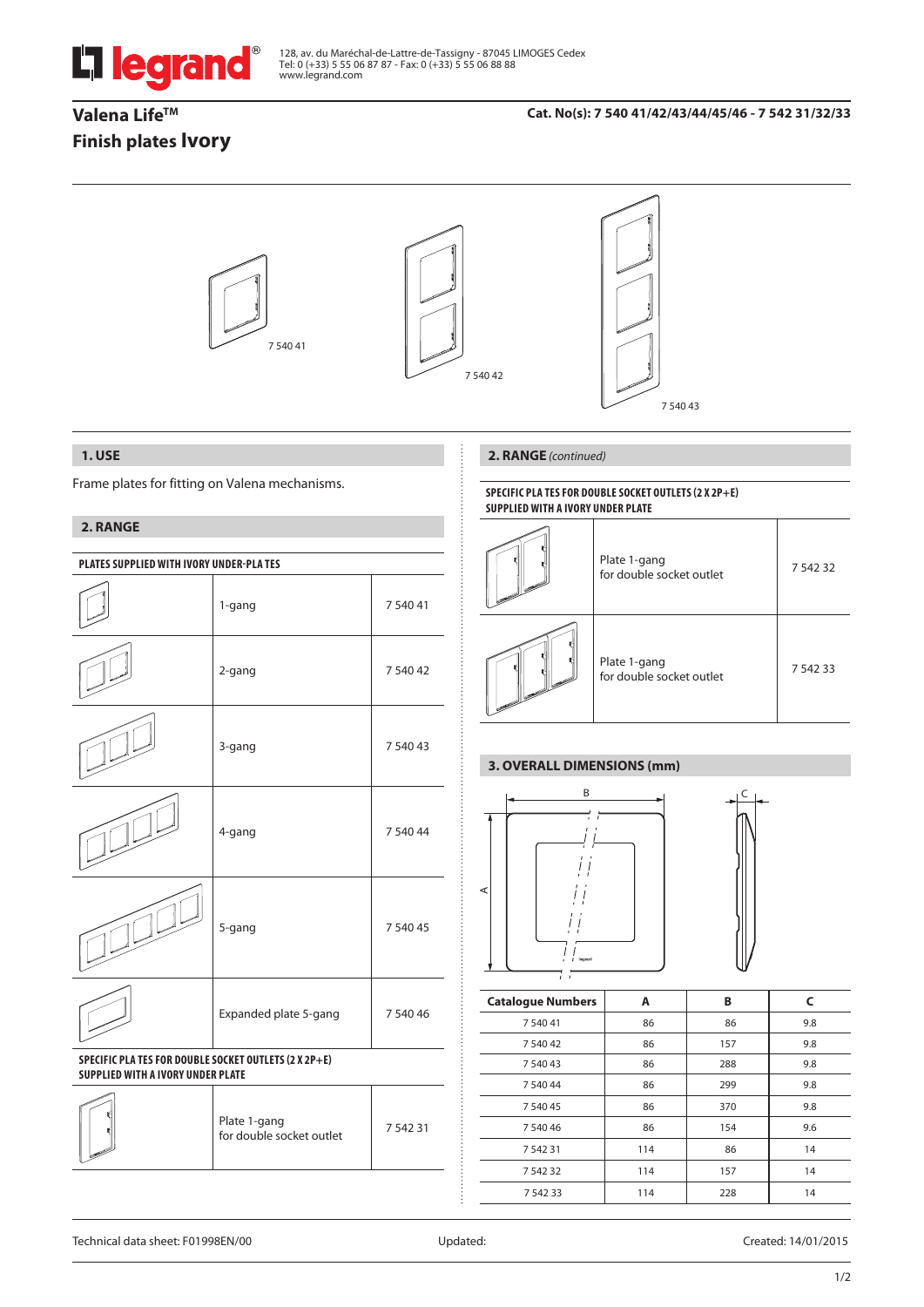legrand®

128, av. du Maréchal-de-Lattre-de-Tassigny - 87045 LIMOGES Cedex
Tel: 0 (+33) 5 55 06 87 87 - Fax: 0 (+33) 5 55 06 88 88
www.legrand.com

# Valena Life™
# Finish plates Ivory

**Cat. No(s): 7 540 41/42/43/44/45/46 - 7 542 31/32/33**

7 540 41 7 540 42 7 540 43

## 1. USE

Frame plates for fitting on Valena mechanisms.

## 2. RANGE

**PLATES SUPPLIED WITH IVORY UNDER-PLATES**

| | | |
|---|---|---|
| | 1-gang | 7 540 41 |
| | 2-gang | 7 540 42 |
| | 3-gang | 7 540 43 |
| | 4-gang | 7 540 44 |
| | 5-gang | 7 540 45 |
| | Expanded plate 5-gang | 7 540 46 |

**SPECIFIC PLATES FOR DOUBLE SOCKET OUTLETS (2 X 2P+E) SUPPLIED WITH A IVORY UNDER PLATE**

| | | |
|---|---|---|
| | Plate 1-gang for double socket outlet | 7 542 31 |

## 2. RANGE *(continued)*

**SPECIFIC PLATES FOR DOUBLE SOCKET OUTLETS (2 X 2P+E) SUPPLIED WITH A IVORY UNDER PLATE**

| | | |
|---|---|---|
| | Plate 1-gang for double socket outlet | 7 542 32 |
| | Plate 1-gang for double socket outlet | 7 542 33 |

## 3. OVERALL DIMENSIONS (mm)

| Catalogue Numbers | A | B | C |
|---|---|---|---|
| 7 540 41 | 86 | 86 | 9.8 |
| 7 540 42 | 86 | 157 | 9.8 |
| 7 540 43 | 86 | 288 | 9.8 |
| 7 540 44 | 86 | 299 | 9.8 |
| 7 540 45 | 86 | 370 | 9.8 |
| 7 540 46 | 86 | 154 | 9.6 |
| 7 542 31 | 114 | 86 | 14 |
| 7 542 32 | 114 | 157 | 14 |
| 7 542 33 | 114 | 228 | 14 |

Technical data sheet: F01998EN/00 Updated: Created: 14/01/2015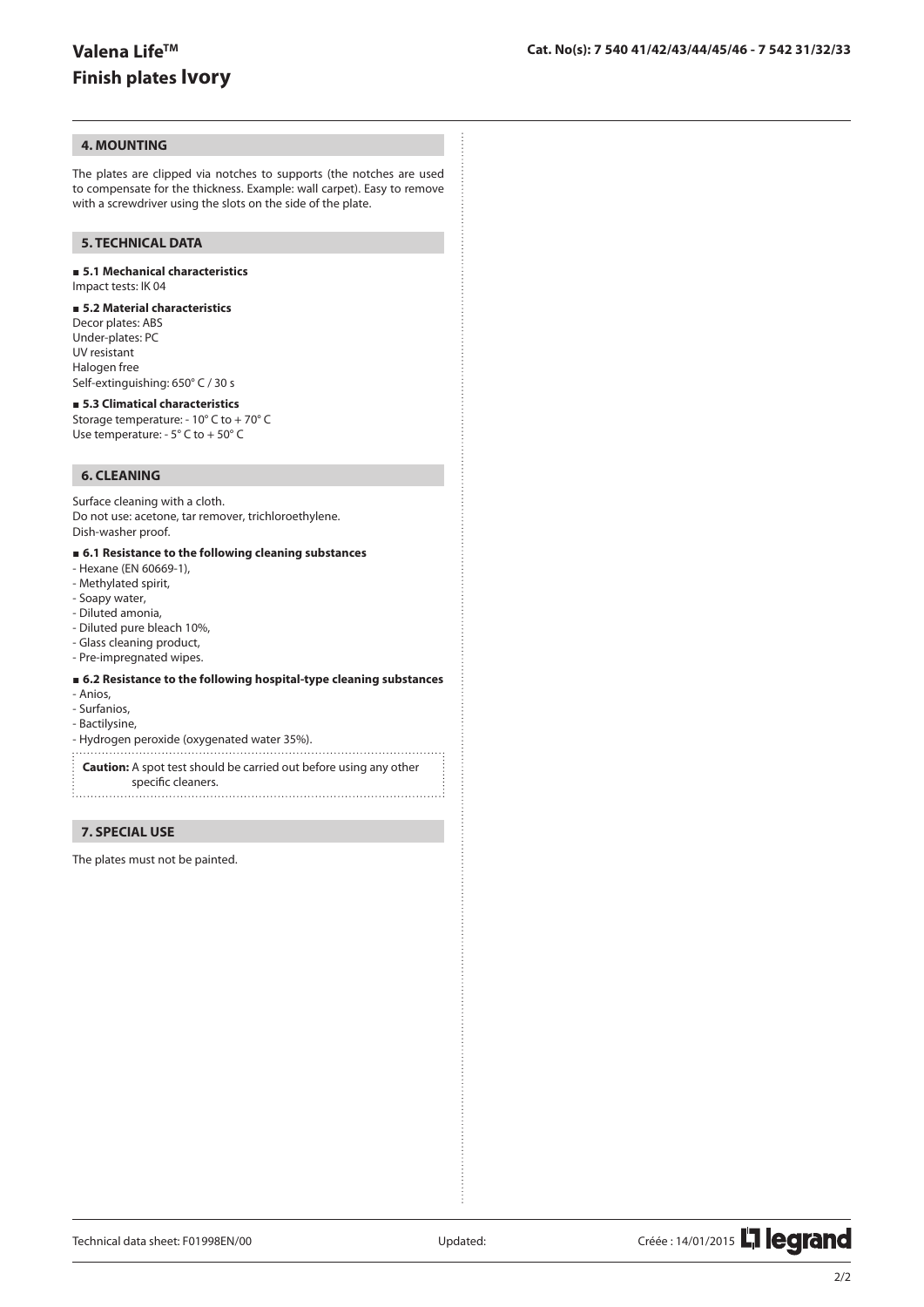## 4. MOUNTING

The plates are clipped via notches to supports (the notches are used to compensate for the thickness. Example: wall carpet). Easy to remove with a screwdriver using the slots on the side of the plate.

## 5. TECHNICAL DATA

**■ 5.1 Mechanical characteristics**
Impact tests: IK 04

**■ 5.2 Material characteristics**
Decor plates: ABS
Under-plates: PC
UV resistant
Halogen free
Self-extinguishing: 650° C / 30 s

**■ 5.3 Climatical characteristics**
Storage temperature: - 10° C to + 70° C
Use temperature: - 5° C to + 50° C

## 6. CLEANING

Surface cleaning with a cloth.
Do not use: acetone, tar remover, trichloroethylene.
Dish-washer proof.

**■ 6.1 Resistance to the following cleaning substances**
- Hexane (EN 60669-1),
- Methylated spirit,
- Soapy water,
- Diluted amonia,
- Diluted pure bleach 10%,
- Glass cleaning product,
- Pre-impregnated wipes.

**■ 6.2 Resistance to the following hospital-type cleaning substances**
- Anios,
- Surfanios,
- Bactilysine,
- Hydrogen peroxide (oxygenated water 35%).

**Caution:** A spot test should be carried out before using any other specific cleaners.

## 7. SPECIAL USE

The plates must not be painted.